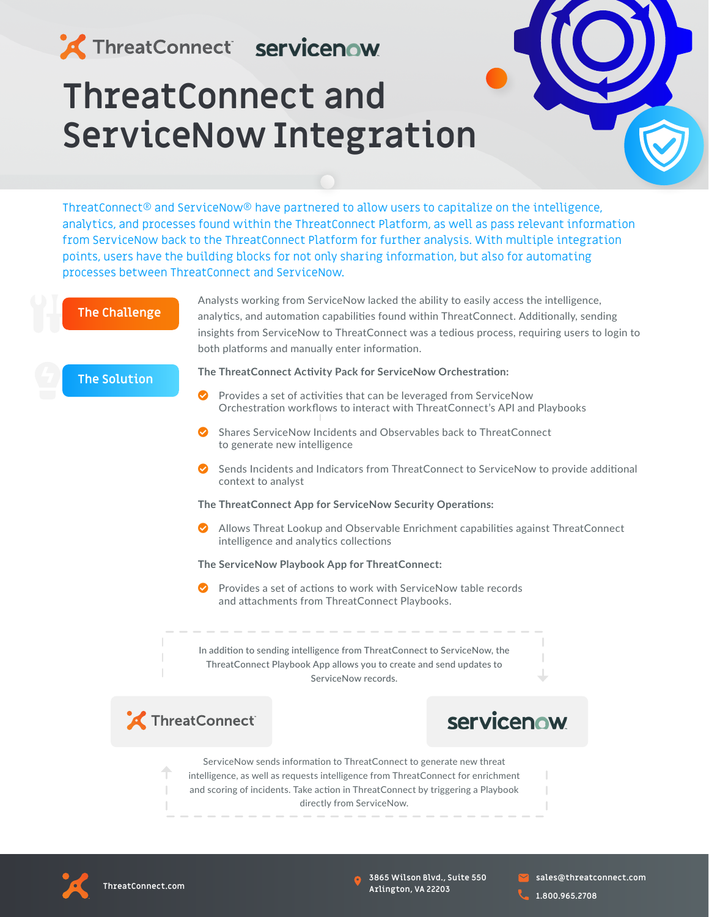ThreatConnect servicenow

# ThreatConnect and ServiceNow Integration

ThreatConnect® and ServiceNow® have partnered to allow users to capitalize on the intelligence, analytics, and processes found within the ThreatConnect Platform, as well as pass relevant information from ServiceNow back to the ThreatConnect Platform for further analysis. With multiple integration points, users have the building blocks for not only sharing information, but also for automating processes between ThreatConnect and ServiceNow.

## The Challenge

Analysts working from ServiceNow lacked the ability to easily access the intelligence, analytics, and automation capabilities found within ThreatConnect. Additionally, sending insights from ServiceNow to ThreatConnect was a tedious process, requiring users to login to both platforms and manually enter information.

## The Solution

**The ThreatConnect Activity Pack for ServiceNow Orchestration:**

- Provides a set of activities that can be leveraged from ServiceNow Orchestration workflows to interact with ThreatConnect's API and Playbooks
- Shares ServiceNow Incidents and Observables back to ThreatConnect to generate new intelligence
- Sends Incidents and Indicators from ThreatConnect to ServiceNow to provide additional context to analyst

**The ThreatConnect App for ServiceNow Security Operations:**

- Allows Threat Lookup and Observable Enrichment capabilities against ThreatConnect intelligence and analytics collections

**The ServiceNow Playbook App for ThreatConnect:**

- Provides a set of actions to work with ServiceNow table records and attachments from ThreatConnect Playbooks.

In addition to sending intelligence from ThreatConnect to ServiceNow, the ThreatConnect Playbook App allows you to create and send updates to ServiceNow records.

ThreatConnect → servicenow

ServiceNow sends information to ThreatConnect to generate new threat intelligence, as well as requests intelligence from ThreatConnect for enrichment and scoring of incidents. Take action in ThreatConnect by triggering a Playbook directly from ServiceNow.

ThreatConnect.com

3865 Wilson Blvd., Suite 550
Arlington, VA 22203

sales@threatconnect.com
1.800.965.2708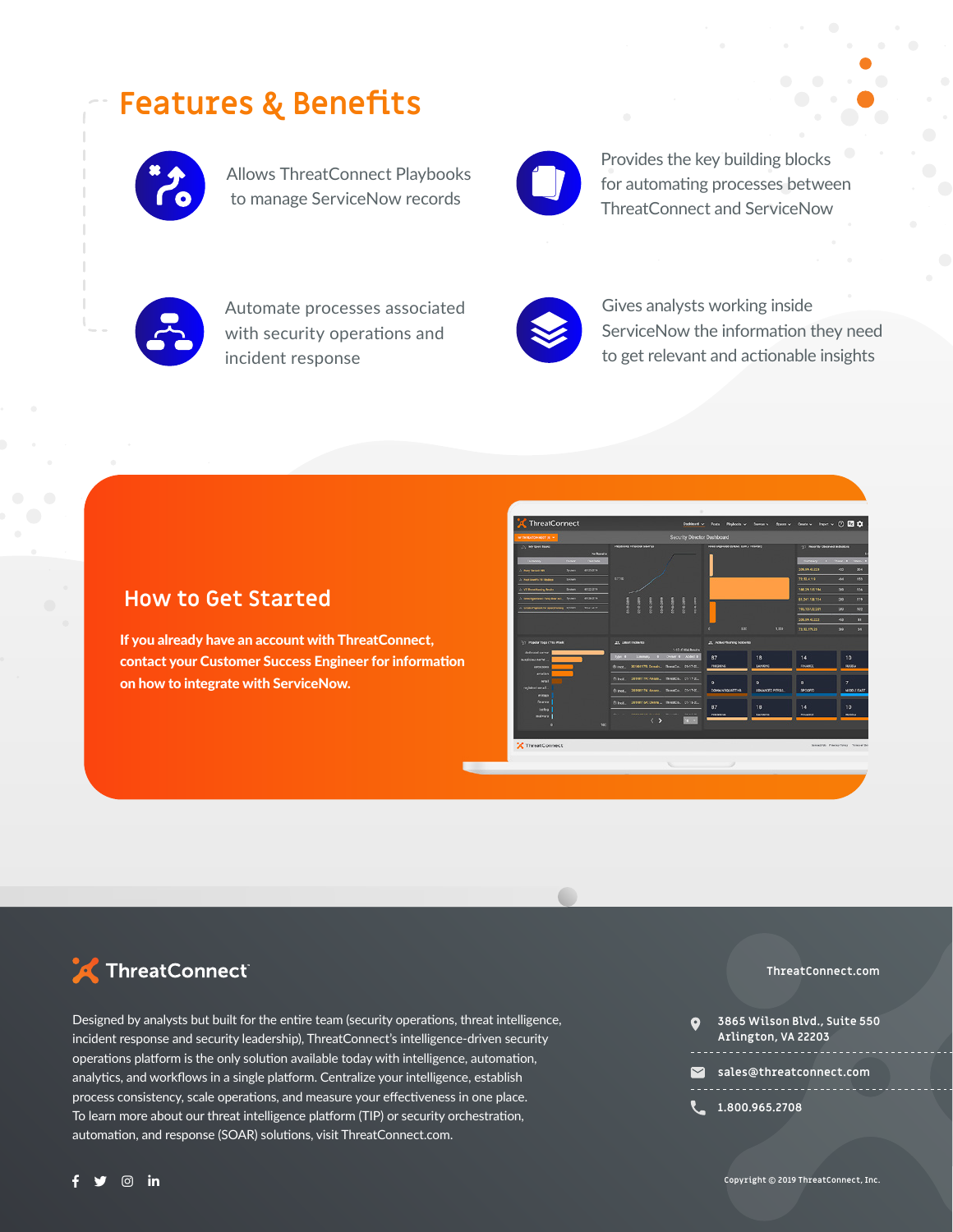## Features & Benefits

- Allows ThreatConnect Playbooks to manage ServiceNow records
- Provides the key building blocks for automating processes between ThreatConnect and ServiceNow
- Automate processes associated with security operations and incident response
- Gives analysts working inside ServiceNow the information they need to get relevant and actionable insights

## How to Get Started

**If you already have an account with ThreatConnect, contact your Customer Success Engineer for information on how to integrate with ServiceNow.**

ThreatConnect®

Designed by analysts but built for the entire team (security operations, threat intelligence, incident response and security leadership), ThreatConnect's intelligence-driven security operations platform is the only solution available today with intelligence, automation, analytics, and workflows in a single platform. Centralize your intelligence, establish process consistency, scale operations, and measure your effectiveness in one place. To learn more about our threat intelligence platform (TIP) or security orchestration, automation, and response (SOAR) solutions, visit ThreatConnect.com.

ThreatConnect.com

3865 Wilson Blvd., Suite 550
Arlington, VA 22203

sales@threatconnect.com

1.800.965.2708

Copyright © 2019 ThreatConnect, Inc.